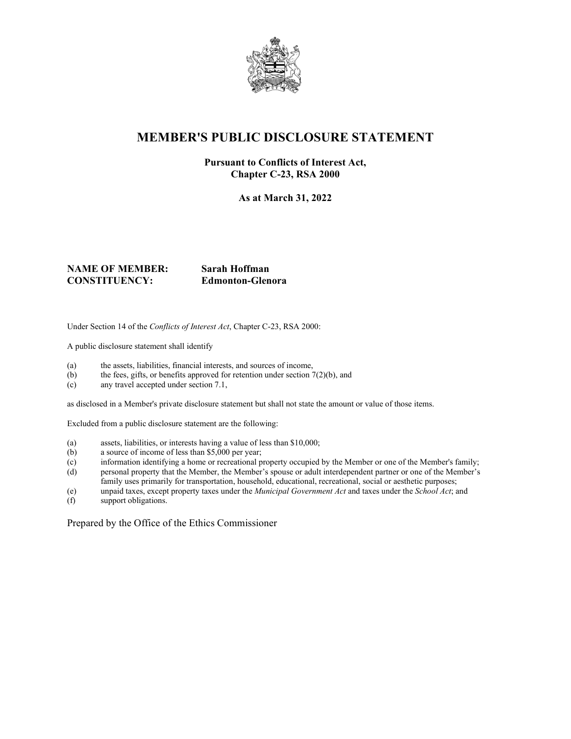# MEMBER'S PUBLIC DISCLOSURE STATEMENT

**Pursuant to Conflicts of Interest Act, Chapter C-23, RSA 2000**

**As at March 31, 2022**

**NAME OF MEMBER:** **Sarah Hoffman**
**CONSTITUENCY:** **Edmonton-Glenora**

Under Section 14 of the *Conflicts of Interest Act*, Chapter C-23, RSA 2000:

A public disclosure statement shall identify

(a) the assets, liabilities, financial interests, and sources of income,
(b) the fees, gifts, or benefits approved for retention under section 7(2)(b), and
(c) any travel accepted under section 7.1,

as disclosed in a Member's private disclosure statement but shall not state the amount or value of those items.

Excluded from a public disclosure statement are the following:

(a) assets, liabilities, or interests having a value of less than $10,000;
(b) a source of income of less than $5,000 per year;
(c) information identifying a home or recreational property occupied by the Member or one of the Member's family;
(d) personal property that the Member, the Member's spouse or adult interdependent partner or one of the Member's family uses primarily for transportation, household, educational, recreational, social or aesthetic purposes;
(e) unpaid taxes, except property taxes under the *Municipal Government Act* and taxes under the *School Act*; and
(f) support obligations.

Prepared by the Office of the Ethics Commissioner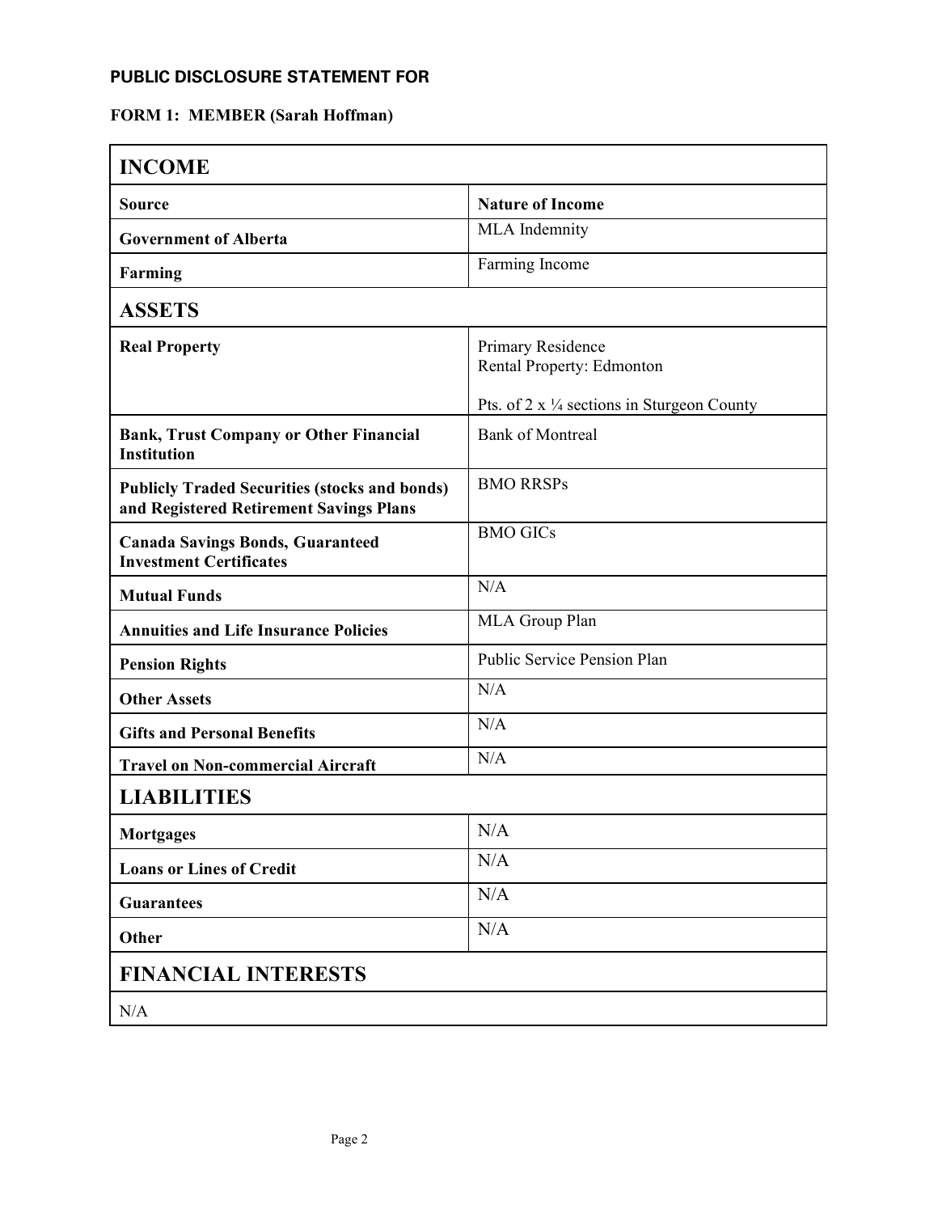**PUBLIC DISCLOSURE STATEMENT FOR**

**FORM 1: MEMBER (Sarah Hoffman)**

| | |
|---|---|
| **INCOME** | |
| **Source** | **Nature of Income** |
| **Government of Alberta** | MLA Indemnity |
| **Farming** | Farming Income |
| **ASSETS** | |
| **Real Property** | Primary Residence<br>Rental Property: Edmonton<br><br>Pts. of 2 x ¼ sections in Sturgeon County |
| **Bank, Trust Company or Other Financial Institution** | Bank of Montreal |
| **Publicly Traded Securities (stocks and bonds) and Registered Retirement Savings Plans** | BMO RRSPs |
| **Canada Savings Bonds, Guaranteed Investment Certificates** | BMO GICs |
| **Mutual Funds** | N/A |
| **Annuities and Life Insurance Policies** | MLA Group Plan |
| **Pension Rights** | Public Service Pension Plan |
| **Other Assets** | N/A |
| **Gifts and Personal Benefits** | N/A |
| **Travel on Non-commercial Aircraft** | N/A |
| **LIABILITIES** | |
| **Mortgages** | N/A |
| **Loans or Lines of Credit** | N/A |
| **Guarantees** | N/A |
| **Other** | N/A |
| **FINANCIAL INTERESTS** | |
| N/A | |